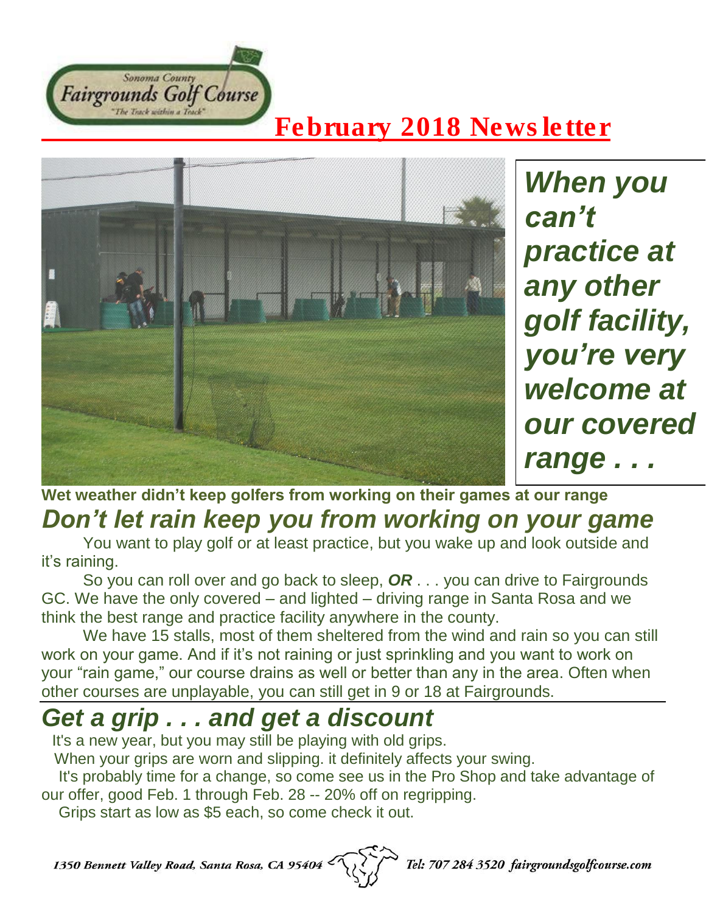Sonoma County Fairgrounds Golf Course
"The Track within a Track"

# February 2018 Newsletter

*When you can't practice at any other golf facility, you're very welcome at our covered range . . .*

**Wet weather didn't keep golfers from working on their games at our range**

## *Don't let rain keep you from working on your game*

You want to play golf or at least practice, but you wake up and look outside and it's raining.

So you can roll over and go back to sleep, ***OR*** . . . you can drive to Fairgrounds GC. We have the only covered – and lighted – driving range in Santa Rosa and we think the best range and practice facility anywhere in the county.

We have 15 stalls, most of them sheltered from the wind and rain so you can still work on your game. And if it's not raining or just sprinkling and you want to work on your "rain game," our course drains as well or better than any in the area. Often when other courses are unplayable, you can still get in 9 or 18 at Fairgrounds.

## *Get a grip . . . and get a discount*

It's a new year, but you may still be playing with old grips.

When your grips are worn and slipping. it definitely affects your swing.

It's probably time for a change, so come see us in the Pro Shop and take advantage of our offer, good Feb. 1 through Feb. 28 -- 20% off on regripping.

Grips start as low as $5 each, so come check it out.

1350 Bennett Valley Road, Santa Rosa, CA 95404 Tel: 707 284 3520 fairgroundsgolfcourse.com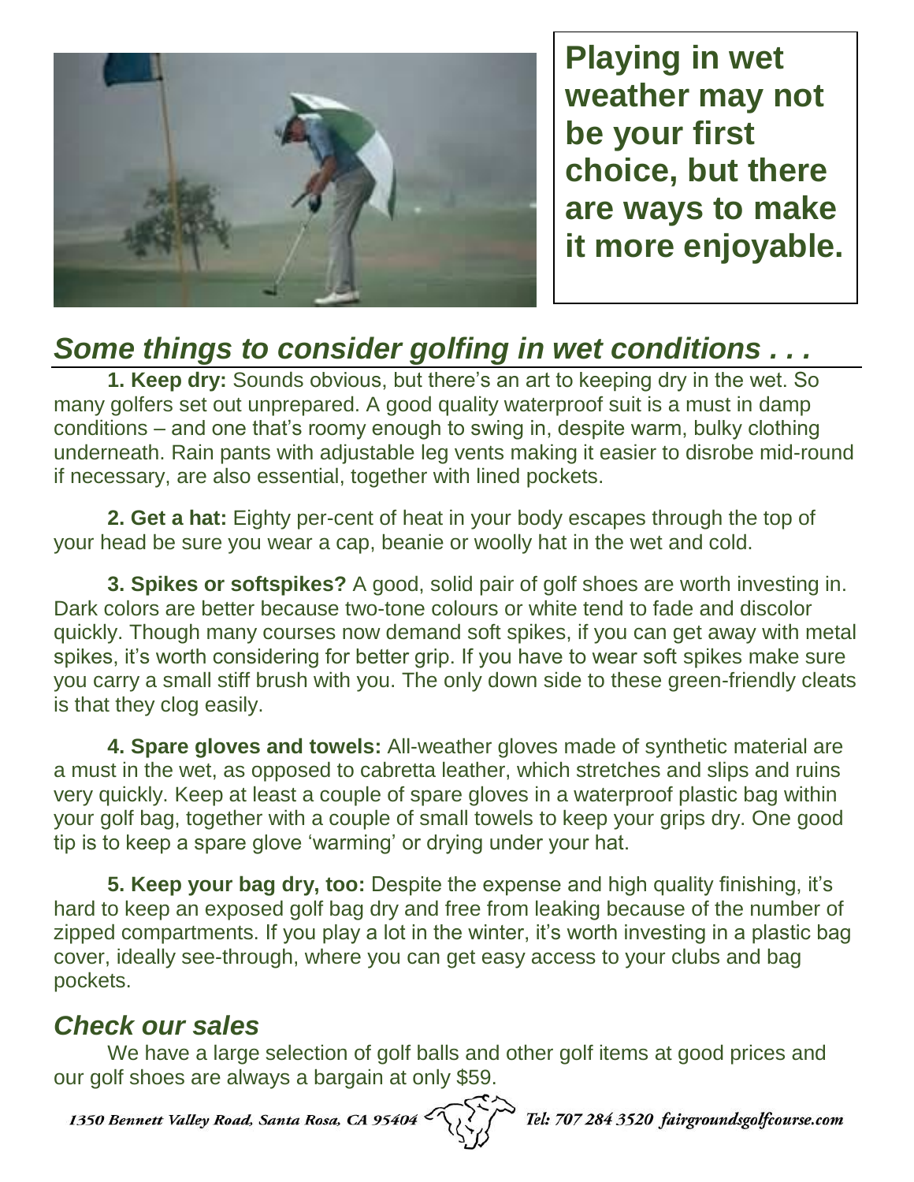**Playing in wet weather may not be your first choice, but there are ways to make it more enjoyable.**

## *Some things to consider golfing in wet conditions . . .*

**1. Keep dry:** Sounds obvious, but there's an art to keeping dry in the wet. So many golfers set out unprepared. A good quality waterproof suit is a must in damp conditions – and one that's roomy enough to swing in, despite warm, bulky clothing underneath. Rain pants with adjustable leg vents making it easier to disrobe mid-round if necessary, are also essential, together with lined pockets.

**2. Get a hat:** Eighty per-cent of heat in your body escapes through the top of your head be sure you wear a cap, beanie or woolly hat in the wet and cold.

**3. Spikes or softspikes?** A good, solid pair of golf shoes are worth investing in. Dark colors are better because two-tone colours or white tend to fade and discolor quickly. Though many courses now demand soft spikes, if you can get away with metal spikes, it's worth considering for better grip. If you have to wear soft spikes make sure you carry a small stiff brush with you. The only down side to these green-friendly cleats is that they clog easily.

**4. Spare gloves and towels:** All-weather gloves made of synthetic material are a must in the wet, as opposed to cabretta leather, which stretches and slips and ruins very quickly. Keep at least a couple of spare gloves in a waterproof plastic bag within your golf bag, together with a couple of small towels to keep your grips dry. One good tip is to keep a spare glove 'warming' or drying under your hat.

**5. Keep your bag dry, too:** Despite the expense and high quality finishing, it's hard to keep an exposed golf bag dry and free from leaking because of the number of zipped compartments. If you play a lot in the winter, it's worth investing in a plastic bag cover, ideally see-through, where you can get easy access to your clubs and bag pockets.

## *Check our sales*

We have a large selection of golf balls and other golf items at good prices and our golf shoes are always a bargain at only $59.

*1350 Bennett Valley Road, Santa Rosa, CA 95404* *Tel: 707 284 3520 fairgroundsgolfcourse.com*